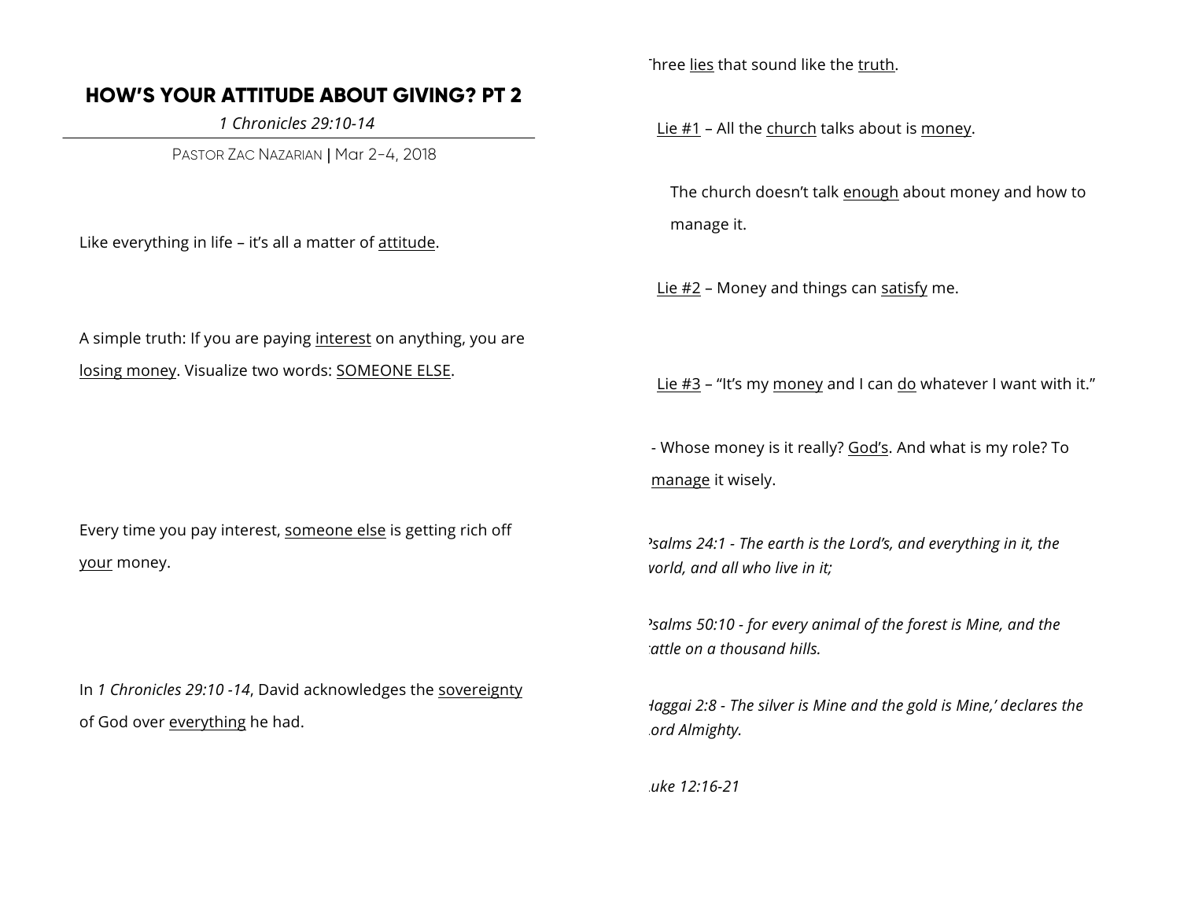# HOW'S YOUR ATTITUDE ABOUT GIVING? PT 2

*1 Chronicles 29:10-14*

PASTOR ZAC NAZARIAN | Mar 2-4, 2018

Like everything in life – it's all a matter of attitude.

A simple truth: If you are paying interest on anything, you are losing money. Visualize two words: SOMEONE ELSE.

Every time you pay interest, someone else is getting rich off your money.

In *1 Chronicles 29:10 -14*, David acknowledges the sovereignty of God over everything he had.

Three lies that sound like the truth.

Lie #1 – All the church talks about is money.

The church doesn't talk enough about money and how to manage it.

Lie #2 – Money and things can satisfy me.

Lie #3 – "It's my money and I can do whatever I want with it."

- Whose money is it really? God's. And what is my role? To manage it wisely.

*Psalms 24:1 - The earth is the Lord's, and everything in it, the world, and all who live in it;*

*Psalms 50:10 - for every animal of the forest is Mine, and the cattle on a thousand hills.*

*Haggai 2:8 - The silver is Mine and the gold is Mine,' declares the Lord Almighty.*

*Luke 12:16-21*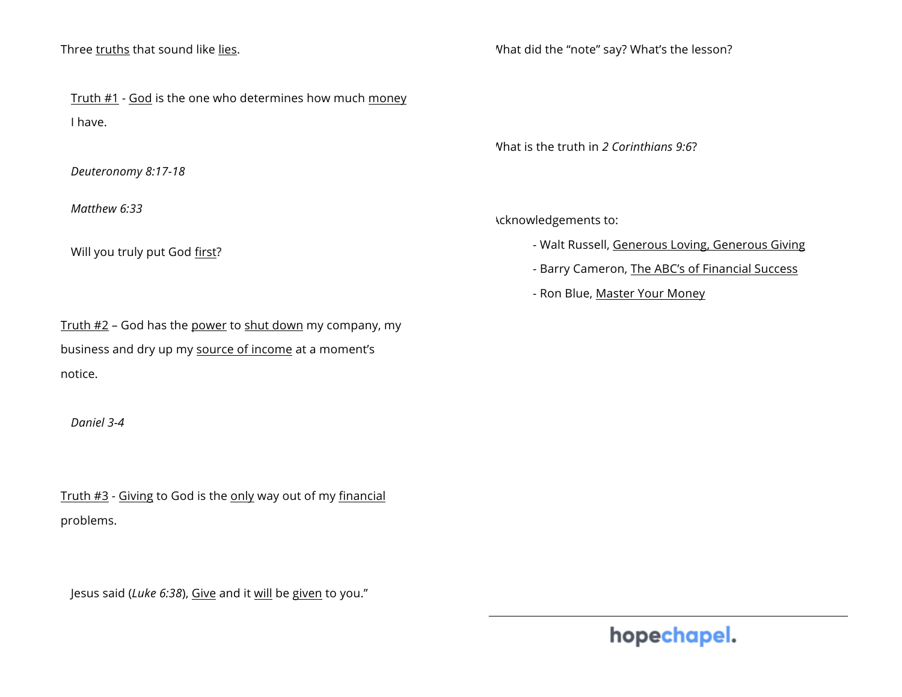Three <u>truths</u> that sound like <u>lies</u>.

<u>Truth #1</u> - <u>God</u> is the one who determines how much <u>money</u> I have.

*Deuteronomy 8:17-18*

*Matthew 6:33*

Will you truly put God <u>first</u>?

<u>Truth #2</u> – God has the <u>power</u> to <u>shut down</u> my company, my business and dry up my <u>source of income</u> at a moment's notice.

*Daniel 3-4*

<u>Truth #3</u> - <u>Giving</u> to God is the <u>only</u> way out of my <u>financial</u> problems.

Jesus said (*Luke 6:38*), <u>Give</u> and it <u>will</u> be <u>given</u> to you."

What did the "note" say? What's the lesson?

What is the truth in *2 Corinthians 9:6*?

Acknowledgements to:

- Walt Russell, <u>Generous Loving, Generous Giving</u>
- Barry Cameron, <u>The ABC's of Financial Success</u>
- Ron Blue, <u>Master Your Money</u>